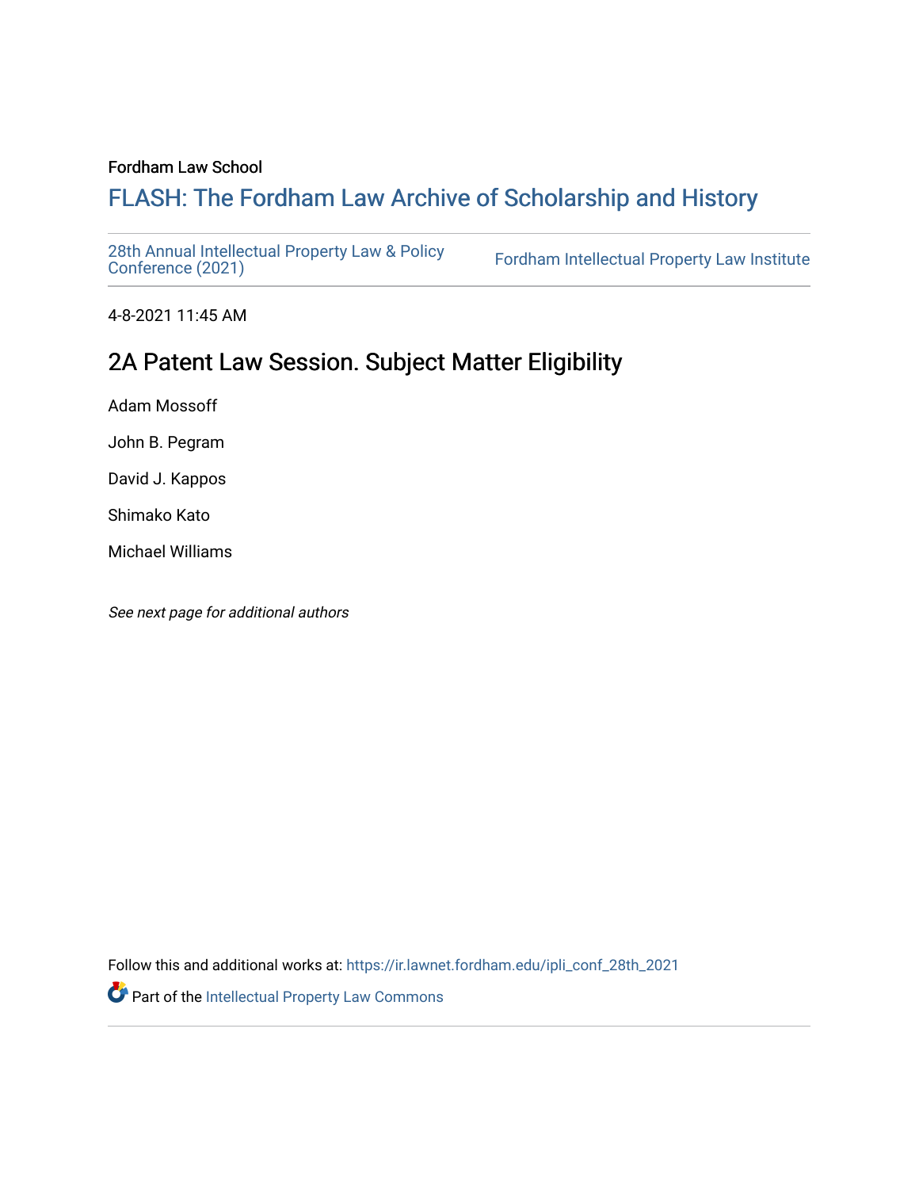Fordham Law School

# FLASH: The Fordham Law Archive of Scholarship and History

28th Annual Intellectual Property Law & Policy Conference (2021) | Fordham Intellectual Property Law Institute

4-8-2021 11:45 AM

## 2A Patent Law Session. Subject Matter Eligibility

Adam Mossoff

John B. Pegram

David J. Kappos

Shimako Kato

Michael Williams

*See next page for additional authors*

Follow this and additional works at: https://ir.lawnet.fordham.edu/ipli_conf_28th_2021

Part of the Intellectual Property Law Commons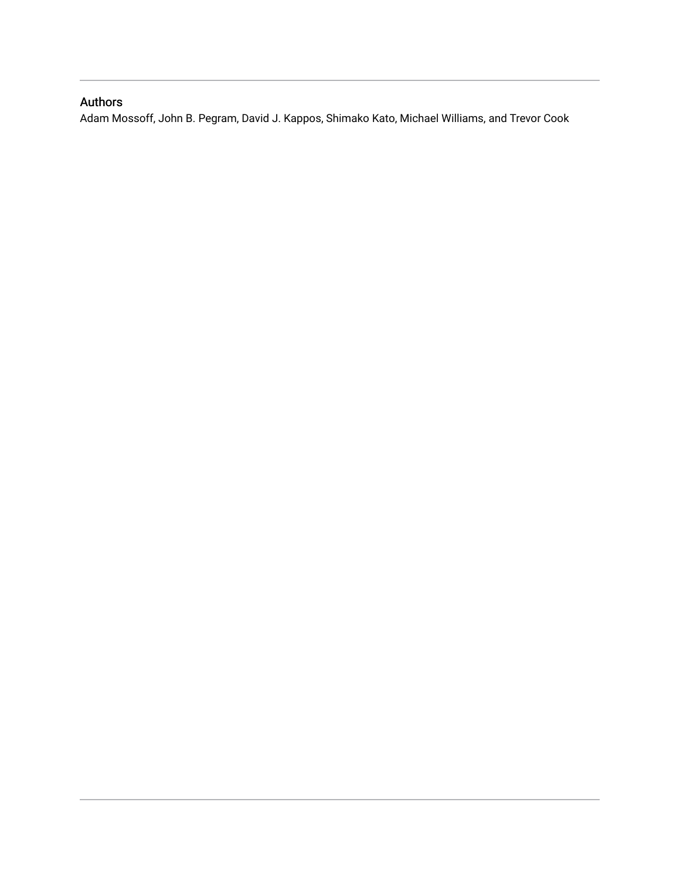## Authors

Adam Mossoff, John B. Pegram, David J. Kappos, Shimako Kato, Michael Williams, and Trevor Cook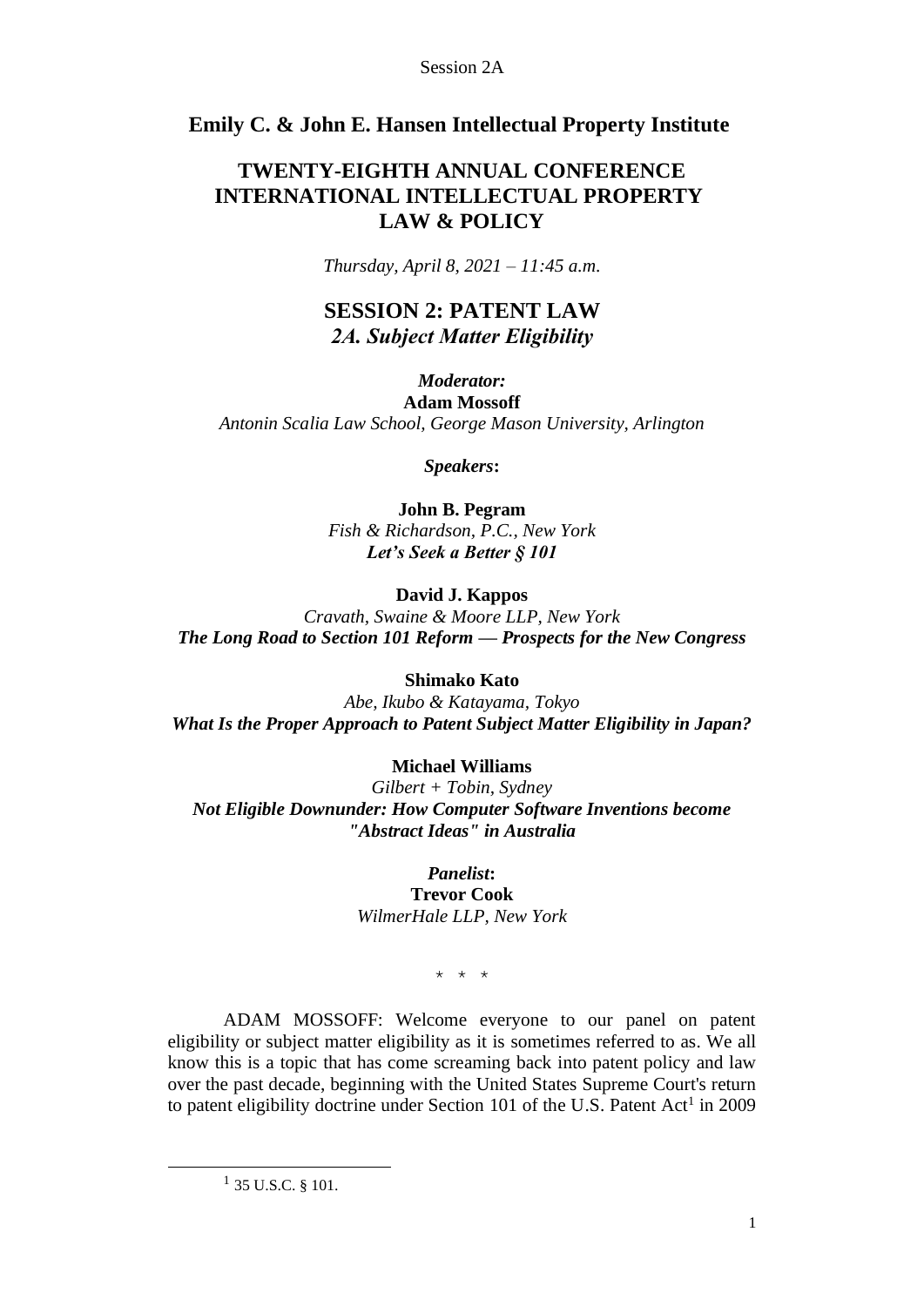## Emily C. & John E. Hansen Intellectual Property Institute

# TWENTY-EIGHTH ANNUAL CONFERENCE INTERNATIONAL INTELLECTUAL PROPERTY LAW & POLICY

*Thursday, April 8, 2021 – 11:45 a.m.*

## SESSION 2: PATENT LAW
### *2A. Subject Matter Eligibility*

***Moderator:***
**Adam Mossoff**
*Antonin Scalia Law School, George Mason University, Arlington*

***Speakers:***

**John B. Pegram**
*Fish & Richardson, P.C., New York*
***Let's Seek a Better § 101***

**David J. Kappos**
*Cravath, Swaine & Moore LLP, New York*
***The Long Road to Section 101 Reform — Prospects for the New Congress***

**Shimako Kato**
*Abe, Ikubo & Katayama, Tokyo*
***What Is the Proper Approach to Patent Subject Matter Eligibility in Japan?***

**Michael Williams**
*Gilbert + Tobin, Sydney*
***Not Eligible Downunder: How Computer Software Inventions become "Abstract Ideas" in Australia***

***Panelist:***
**Trevor Cook**
*WilmerHale LLP, New York*

\* \* \*

ADAM MOSSOFF: Welcome everyone to our panel on patent eligibility or subject matter eligibility as it is sometimes referred to as. We all know this is a topic that has come screaming back into patent policy and law over the past decade, beginning with the United States Supreme Court's return to patent eligibility doctrine under Section 101 of the U.S. Patent Act[1] in 2009

[1] 35 U.S.C. § 101.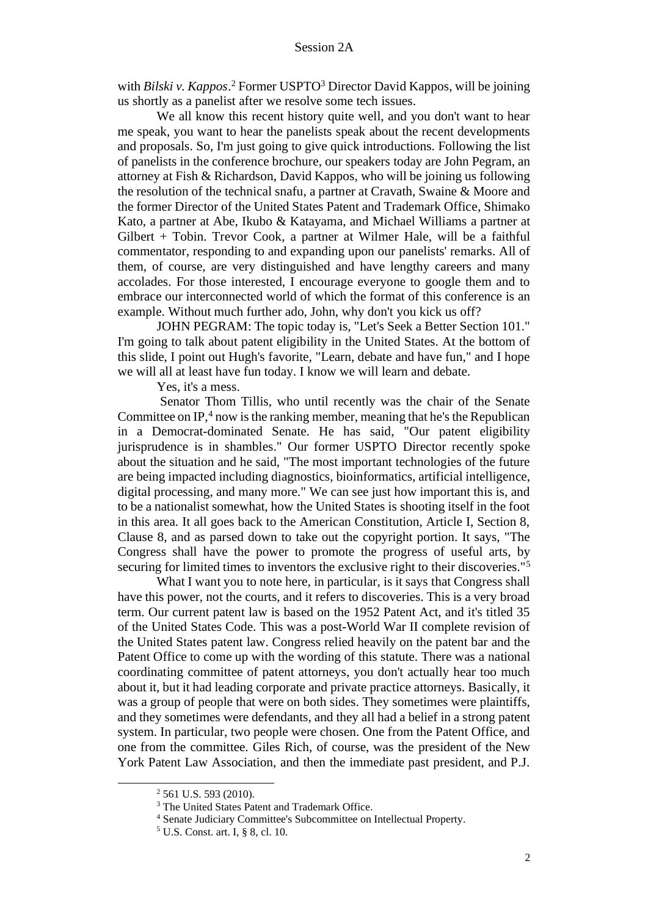with *Bilski v. Kappos*.[2] Former USPTO[3] Director David Kappos, will be joining us shortly as a panelist after we resolve some tech issues.

We all know this recent history quite well, and you don't want to hear me speak, you want to hear the panelists speak about the recent developments and proposals. So, I'm just going to give quick introductions. Following the list of panelists in the conference brochure, our speakers today are John Pegram, an attorney at Fish & Richardson, David Kappos, who will be joining us following the resolution of the technical snafu, a partner at Cravath, Swaine & Moore and the former Director of the United States Patent and Trademark Office, Shimako Kato, a partner at Abe, Ikubo & Katayama, and Michael Williams a partner at Gilbert + Tobin. Trevor Cook, a partner at Wilmer Hale, will be a faithful commentator, responding to and expanding upon our panelists' remarks. All of them, of course, are very distinguished and have lengthy careers and many accolades. For those interested, I encourage everyone to google them and to embrace our interconnected world of which the format of this conference is an example. Without much further ado, John, why don't you kick us off?

JOHN PEGRAM: The topic today is, "Let's Seek a Better Section 101." I'm going to talk about patent eligibility in the United States. At the bottom of this slide, I point out Hugh's favorite, "Learn, debate and have fun," and I hope we will all at least have fun today. I know we will learn and debate.

Yes, it's a mess.

Senator Thom Tillis, who until recently was the chair of the Senate Committee on IP,[4] now is the ranking member, meaning that he's the Republican in a Democrat-dominated Senate. He has said, "Our patent eligibility jurisprudence is in shambles." Our former USPTO Director recently spoke about the situation and he said, "The most important technologies of the future are being impacted including diagnostics, bioinformatics, artificial intelligence, digital processing, and many more." We can see just how important this is, and to be a nationalist somewhat, how the United States is shooting itself in the foot in this area. It all goes back to the American Constitution, Article I, Section 8, Clause 8, and as parsed down to take out the copyright portion. It says, "The Congress shall have the power to promote the progress of useful arts, by securing for limited times to inventors the exclusive right to their discoveries."[5]

What I want you to note here, in particular, is it says that Congress shall have this power, not the courts, and it refers to discoveries. This is a very broad term. Our current patent law is based on the 1952 Patent Act, and it's titled 35 of the United States Code. This was a post-World War II complete revision of the United States patent law. Congress relied heavily on the patent bar and the Patent Office to come up with the wording of this statute. There was a national coordinating committee of patent attorneys, you don't actually hear too much about it, but it had leading corporate and private practice attorneys. Basically, it was a group of people that were on both sides. They sometimes were plaintiffs, and they sometimes were defendants, and they all had a belief in a strong patent system. In particular, two people were chosen. One from the Patent Office, and one from the committee. Giles Rich, of course, was the president of the New York Patent Law Association, and then the immediate past president, and P.J.

---

[2] 561 U.S. 593 (2010).

[3] The United States Patent and Trademark Office.

[4] Senate Judiciary Committee's Subcommittee on Intellectual Property.

[5] U.S. Const. art. I, § 8, cl. 10.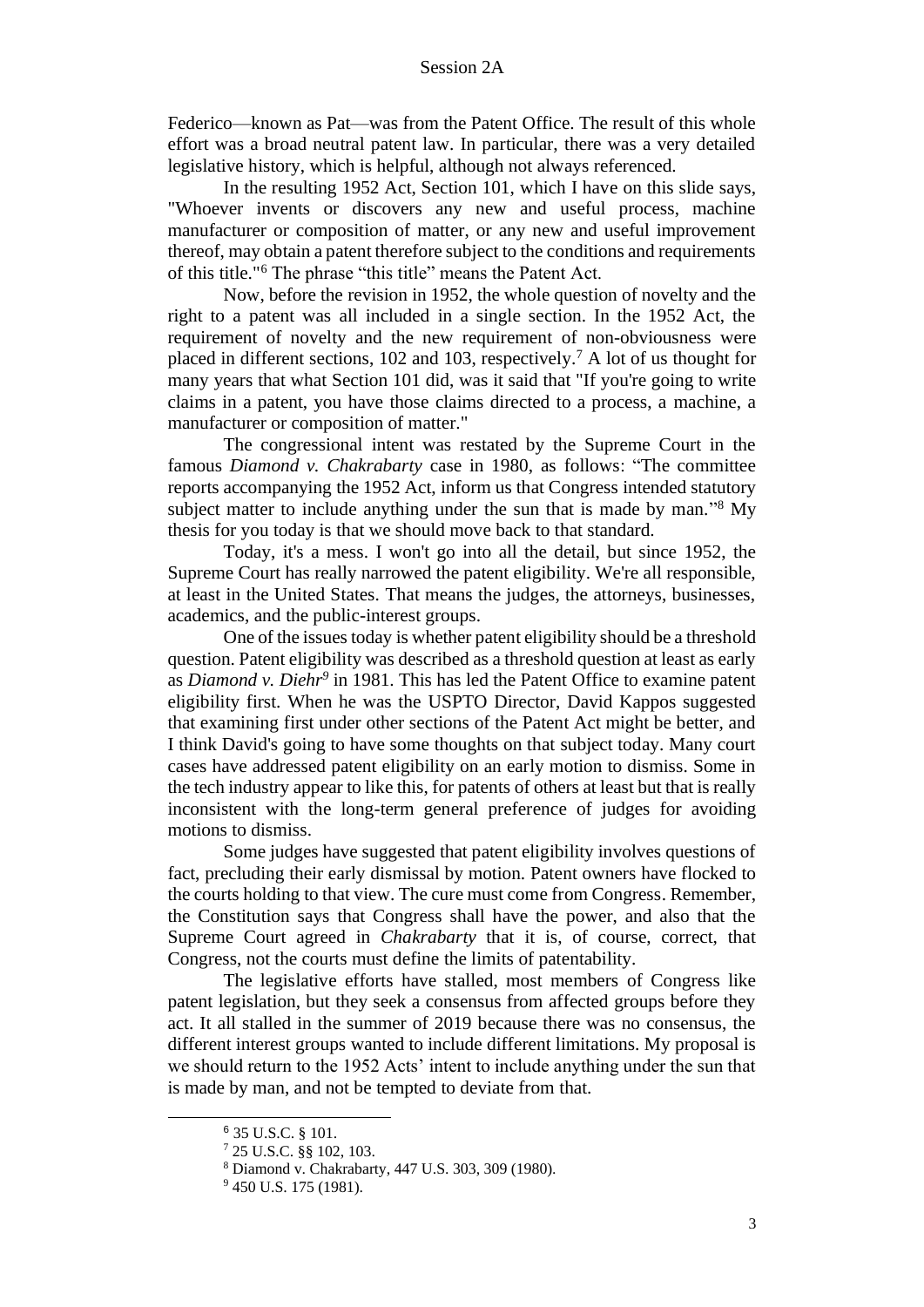Federico—known as Pat—was from the Patent Office. The result of this whole effort was a broad neutral patent law. In particular, there was a very detailed legislative history, which is helpful, although not always referenced.

In the resulting 1952 Act, Section 101, which I have on this slide says, "Whoever invents or discovers any new and useful process, machine manufacturer or composition of matter, or any new and useful improvement thereof, may obtain a patent therefore subject to the conditions and requirements of this title."[6] The phrase "this title" means the Patent Act.

Now, before the revision in 1952, the whole question of novelty and the right to a patent was all included in a single section. In the 1952 Act, the requirement of novelty and the new requirement of non-obviousness were placed in different sections, 102 and 103, respectively.[7] A lot of us thought for many years that what Section 101 did, was it said that "If you're going to write claims in a patent, you have those claims directed to a process, a machine, a manufacturer or composition of matter."

The congressional intent was restated by the Supreme Court in the famous *Diamond v. Chakrabarty* case in 1980, as follows: "The committee reports accompanying the 1952 Act, inform us that Congress intended statutory subject matter to include anything under the sun that is made by man."[8] My thesis for you today is that we should move back to that standard.

Today, it's a mess. I won't go into all the detail, but since 1952, the Supreme Court has really narrowed the patent eligibility. We're all responsible, at least in the United States. That means the judges, the attorneys, businesses, academics, and the public-interest groups.

One of the issues today is whether patent eligibility should be a threshold question. Patent eligibility was described as a threshold question at least as early as *Diamond v. Diehr*[9] in 1981. This has led the Patent Office to examine patent eligibility first. When he was the USPTO Director, David Kappos suggested that examining first under other sections of the Patent Act might be better, and I think David's going to have some thoughts on that subject today. Many court cases have addressed patent eligibility on an early motion to dismiss. Some in the tech industry appear to like this, for patents of others at least but that is really inconsistent with the long-term general preference of judges for avoiding motions to dismiss.

Some judges have suggested that patent eligibility involves questions of fact, precluding their early dismissal by motion. Patent owners have flocked to the courts holding to that view. The cure must come from Congress. Remember, the Constitution says that Congress shall have the power, and also that the Supreme Court agreed in *Chakrabarty* that it is, of course, correct, that Congress, not the courts must define the limits of patentability.

The legislative efforts have stalled, most members of Congress like patent legislation, but they seek a consensus from affected groups before they act. It all stalled in the summer of 2019 because there was no consensus, the different interest groups wanted to include different limitations. My proposal is we should return to the 1952 Acts' intent to include anything under the sun that is made by man, and not be tempted to deviate from that.

---

[6] 35 U.S.C. § 101.

[7] 25 U.S.C. §§ 102, 103.

[8] Diamond v. Chakrabarty, 447 U.S. 303, 309 (1980).

[9] 450 U.S. 175 (1981).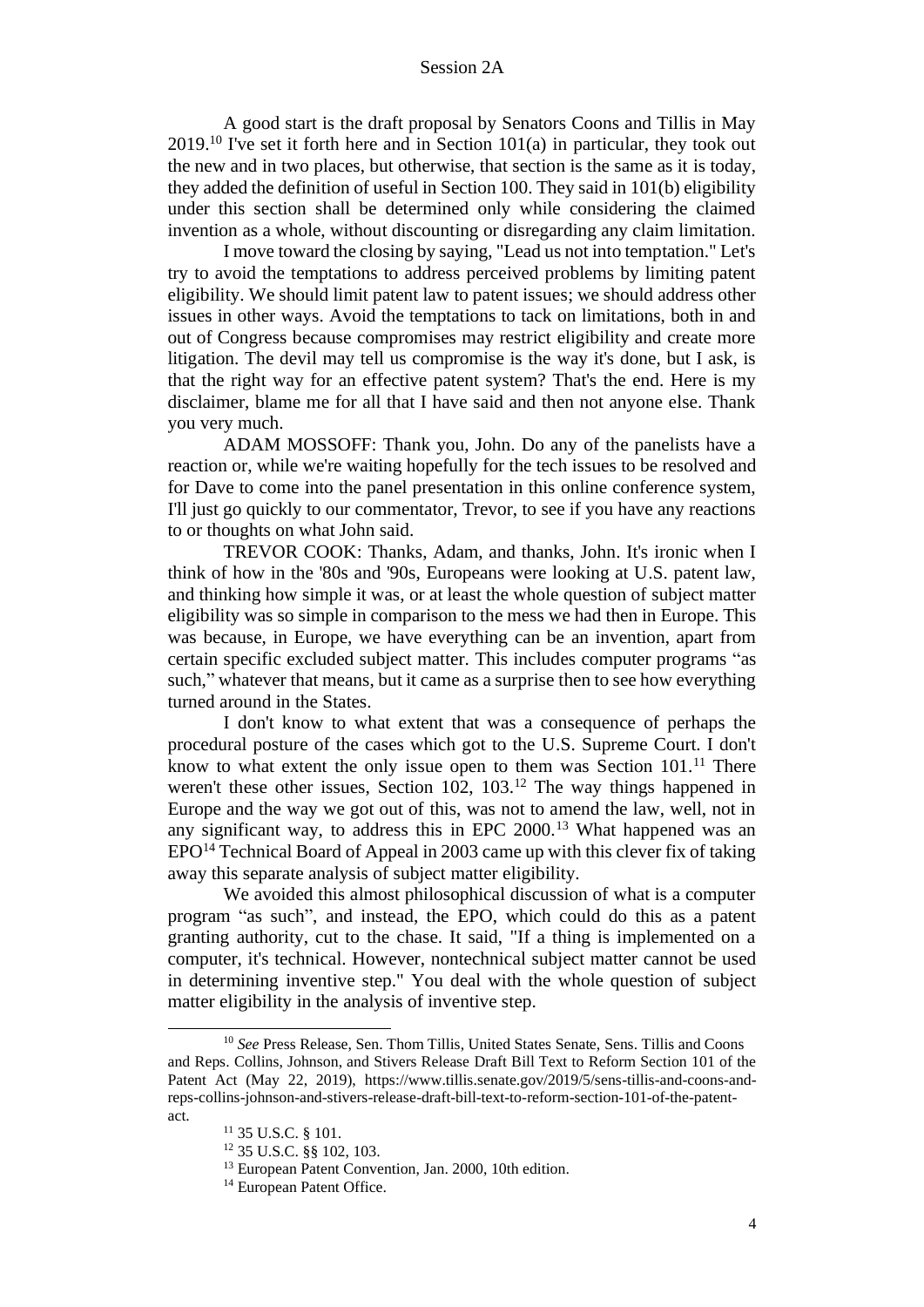A good start is the draft proposal by Senators Coons and Tillis in May 2019.[10] I've set it forth here and in Section 101(a) in particular, they took out the new and in two places, but otherwise, that section is the same as it is today, they added the definition of useful in Section 100. They said in 101(b) eligibility under this section shall be determined only while considering the claimed invention as a whole, without discounting or disregarding any claim limitation.

I move toward the closing by saying, "Lead us not into temptation." Let's try to avoid the temptations to address perceived problems by limiting patent eligibility. We should limit patent law to patent issues; we should address other issues in other ways. Avoid the temptations to tack on limitations, both in and out of Congress because compromises may restrict eligibility and create more litigation. The devil may tell us compromise is the way it's done, but I ask, is that the right way for an effective patent system? That's the end. Here is my disclaimer, blame me for all that I have said and then not anyone else. Thank you very much.

ADAM MOSSOFF: Thank you, John. Do any of the panelists have a reaction or, while we're waiting hopefully for the tech issues to be resolved and for Dave to come into the panel presentation in this online conference system, I'll just go quickly to our commentator, Trevor, to see if you have any reactions to or thoughts on what John said.

TREVOR COOK: Thanks, Adam, and thanks, John. It's ironic when I think of how in the '80s and '90s, Europeans were looking at U.S. patent law, and thinking how simple it was, or at least the whole question of subject matter eligibility was so simple in comparison to the mess we had then in Europe. This was because, in Europe, we have everything can be an invention, apart from certain specific excluded subject matter. This includes computer programs "as such," whatever that means, but it came as a surprise then to see how everything turned around in the States.

I don't know to what extent that was a consequence of perhaps the procedural posture of the cases which got to the U.S. Supreme Court. I don't know to what extent the only issue open to them was Section 101.[11] There weren't these other issues, Section 102, 103.[12] The way things happened in Europe and the way we got out of this, was not to amend the law, well, not in any significant way, to address this in EPC 2000.[13] What happened was an EPO[14] Technical Board of Appeal in 2003 came up with this clever fix of taking away this separate analysis of subject matter eligibility.

We avoided this almost philosophical discussion of what is a computer program "as such", and instead, the EPO, which could do this as a patent granting authority, cut to the chase. It said, "If a thing is implemented on a computer, it's technical. However, nontechnical subject matter cannot be used in determining inventive step." You deal with the whole question of subject matter eligibility in the analysis of inventive step.

---

[10] *See* Press Release, Sen. Thom Tillis, United States Senate, Sens. Tillis and Coons and Reps. Collins, Johnson, and Stivers Release Draft Bill Text to Reform Section 101 of the Patent Act (May 22, 2019), https://www.tillis.senate.gov/2019/5/sens-tillis-and-coons-and-reps-collins-johnson-and-stivers-release-draft-bill-text-to-reform-section-101-of-the-patent-act.

[11] 35 U.S.C. § 101.

[12] 35 U.S.C. §§ 102, 103.

[13] European Patent Convention, Jan. 2000, 10th edition.

[14] European Patent Office.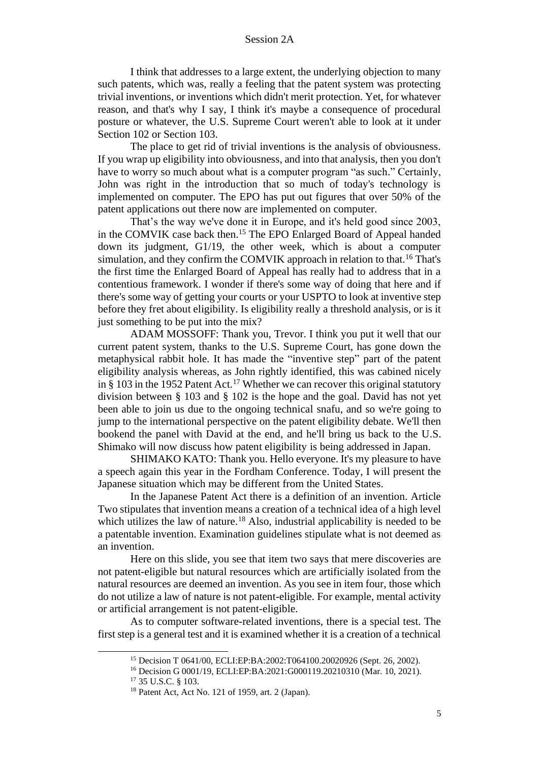I think that addresses to a large extent, the underlying objection to many such patents, which was, really a feeling that the patent system was protecting trivial inventions, or inventions which didn't merit protection. Yet, for whatever reason, and that's why I say, I think it's maybe a consequence of procedural posture or whatever, the U.S. Supreme Court weren't able to look at it under Section 102 or Section 103.

The place to get rid of trivial inventions is the analysis of obviousness. If you wrap up eligibility into obviousness, and into that analysis, then you don't have to worry so much about what is a computer program "as such." Certainly, John was right in the introduction that so much of today's technology is implemented on computer. The EPO has put out figures that over 50% of the patent applications out there now are implemented on computer.

That's the way we've done it in Europe, and it's held good since 2003, in the COMVIK case back then.[15] The EPO Enlarged Board of Appeal handed down its judgment, G1/19, the other week, which is about a computer simulation, and they confirm the COMVIK approach in relation to that.[16] That's the first time the Enlarged Board of Appeal has really had to address that in a contentious framework. I wonder if there's some way of doing that here and if there's some way of getting your courts or your USPTO to look at inventive step before they fret about eligibility. Is eligibility really a threshold analysis, or is it just something to be put into the mix?

ADAM MOSSOFF: Thank you, Trevor. I think you put it well that our current patent system, thanks to the U.S. Supreme Court, has gone down the metaphysical rabbit hole. It has made the "inventive step" part of the patent eligibility analysis whereas, as John rightly identified, this was cabined nicely in § 103 in the 1952 Patent Act.[17] Whether we can recover this original statutory division between § 103 and § 102 is the hope and the goal. David has not yet been able to join us due to the ongoing technical snafu, and so we're going to jump to the international perspective on the patent eligibility debate. We'll then bookend the panel with David at the end, and he'll bring us back to the U.S. Shimako will now discuss how patent eligibility is being addressed in Japan.

SHIMAKO KATO: Thank you. Hello everyone. It's my pleasure to have a speech again this year in the Fordham Conference. Today, I will present the Japanese situation which may be different from the United States.

In the Japanese Patent Act there is a definition of an invention. Article Two stipulates that invention means a creation of a technical idea of a high level which utilizes the law of nature.[18] Also, industrial applicability is needed to be a patentable invention. Examination guidelines stipulate what is not deemed as an invention.

Here on this slide, you see that item two says that mere discoveries are not patent-eligible but natural resources which are artificially isolated from the natural resources are deemed an invention. As you see in item four, those which do not utilize a law of nature is not patent-eligible. For example, mental activity or artificial arrangement is not patent-eligible.

As to computer software-related inventions, there is a special test. The first step is a general test and it is examined whether it is a creation of a technical

---

[15] Decision T 0641/00, ECLI:EP:BA:2002:T064100.20020926 (Sept. 26, 2002).

[16] Decision G 0001/19, ECLI:EP:BA:2021:G000119.20210310 (Mar. 10, 2021).

[17] 35 U.S.C. § 103.

[18] Patent Act, Act No. 121 of 1959, art. 2 (Japan).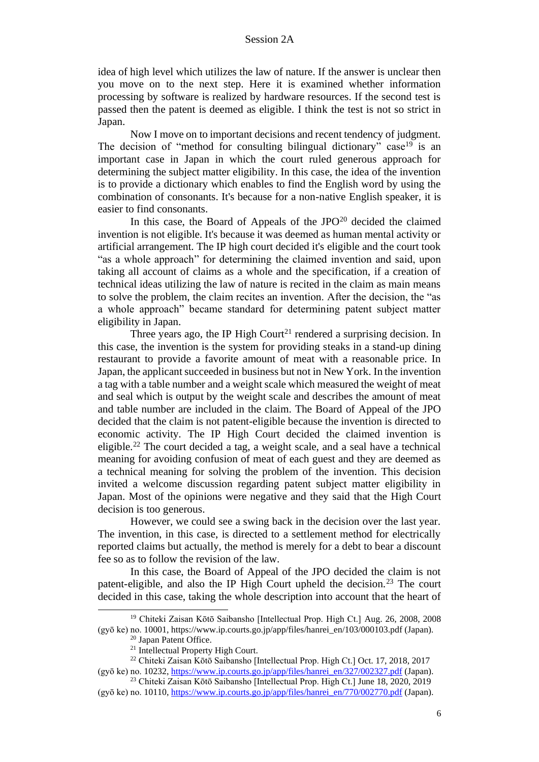idea of high level which utilizes the law of nature. If the answer is unclear then you move on to the next step. Here it is examined whether information processing by software is realized by hardware resources. If the second test is passed then the patent is deemed as eligible. I think the test is not so strict in Japan.

Now I move on to important decisions and recent tendency of judgment. The decision of "method for consulting bilingual dictionary" case[19] is an important case in Japan in which the court ruled generous approach for determining the subject matter eligibility. In this case, the idea of the invention is to provide a dictionary which enables to find the English word by using the combination of consonants. It's because for a non-native English speaker, it is easier to find consonants.

In this case, the Board of Appeals of the JPO[20] decided the claimed invention is not eligible. It's because it was deemed as human mental activity or artificial arrangement. The IP high court decided it's eligible and the court took "as a whole approach" for determining the claimed invention and said, upon taking all account of claims as a whole and the specification, if a creation of technical ideas utilizing the law of nature is recited in the claim as main means to solve the problem, the claim recites an invention. After the decision, the "as a whole approach" became standard for determining patent subject matter eligibility in Japan.

Three years ago, the IP High Court[21] rendered a surprising decision. In this case, the invention is the system for providing steaks in a stand-up dining restaurant to provide a favorite amount of meat with a reasonable price. In Japan, the applicant succeeded in business but not in New York. In the invention a tag with a table number and a weight scale which measured the weight of meat and seal which is output by the weight scale and describes the amount of meat and table number are included in the claim. The Board of Appeal of the JPO decided that the claim is not patent-eligible because the invention is directed to economic activity. The IP High Court decided the claimed invention is eligible.[22] The court decided a tag, a weight scale, and a seal have a technical meaning for avoiding confusion of meat of each guest and they are deemed as a technical meaning for solving the problem of the invention. This decision invited a welcome discussion regarding patent subject matter eligibility in Japan. Most of the opinions were negative and they said that the High Court decision is too generous.

However, we could see a swing back in the decision over the last year. The invention, in this case, is directed to a settlement method for electrically reported claims but actually, the method is merely for a debt to bear a discount fee so as to follow the revision of the law.

In this case, the Board of Appeal of the JPO decided the claim is not patent-eligible, and also the IP High Court upheld the decision.[23] The court decided in this case, taking the whole description into account that the heart of

---

[19] Chiteki Zaisan Kōtō Saibansho [Intellectual Prop. High Ct.] Aug. 26, 2008, 2008 (gyō ke) no. 10001, https://www.ip.courts.go.jp/app/files/hanrei_en/103/000103.pdf (Japan).

[20] Japan Patent Office.

[21] Intellectual Property High Court.

[22] Chiteki Zaisan Kōtō Saibansho [Intellectual Prop. High Ct.] Oct. 17, 2018, 2017 (gyō ke) no. 10232, https://www.ip.courts.go.jp/app/files/hanrei_en/327/002327.pdf (Japan).

[23] Chiteki Zaisan Kōtō Saibansho [Intellectual Prop. High Ct.] June 18, 2020, 2019 (gyō ke) no. 10110, https://www.ip.courts.go.jp/app/files/hanrei_en/770/002770.pdf (Japan).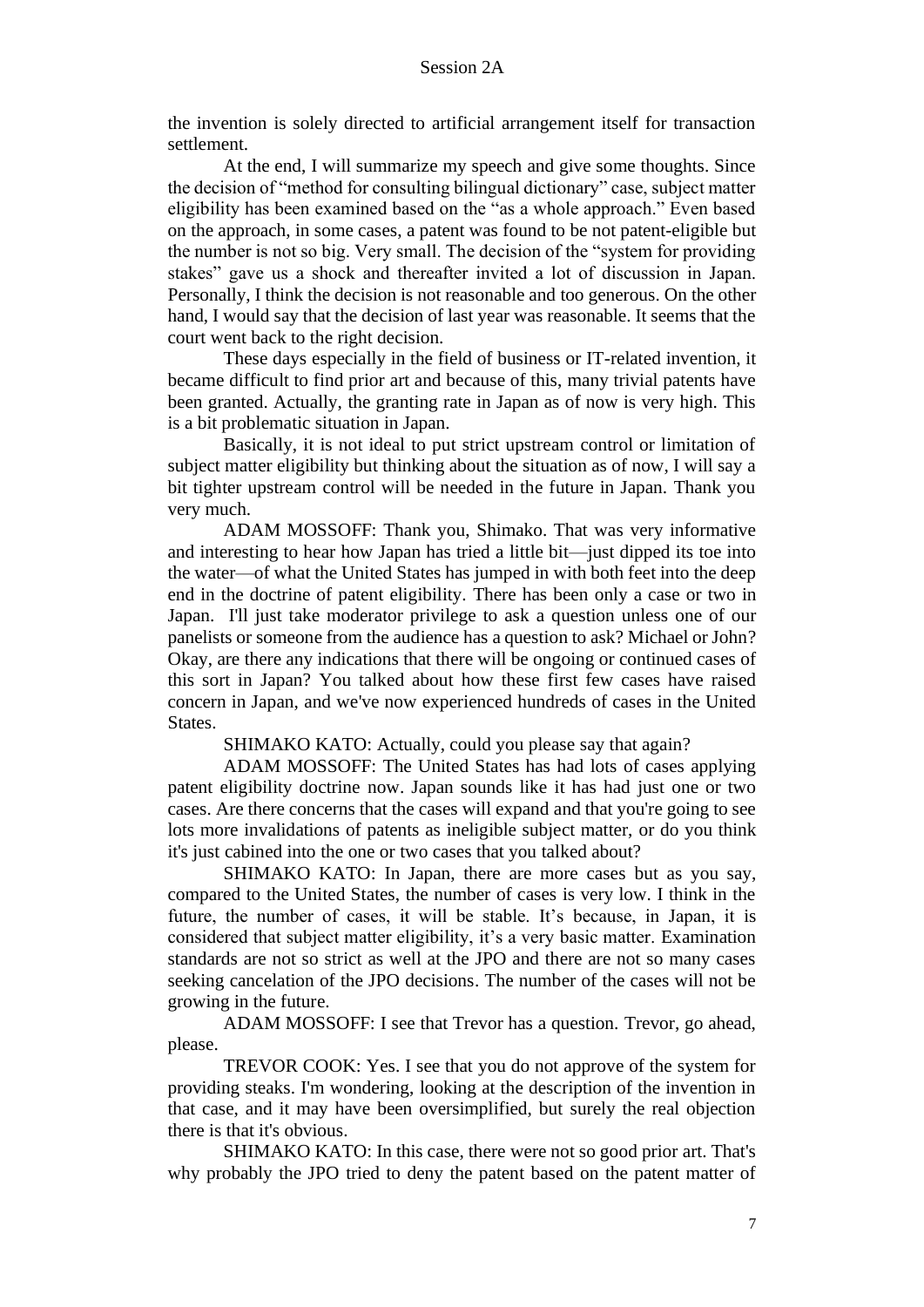the invention is solely directed to artificial arrangement itself for transaction settlement.

At the end, I will summarize my speech and give some thoughts. Since the decision of "method for consulting bilingual dictionary" case, subject matter eligibility has been examined based on the "as a whole approach." Even based on the approach, in some cases, a patent was found to be not patent-eligible but the number is not so big. Very small. The decision of the "system for providing stakes" gave us a shock and thereafter invited a lot of discussion in Japan. Personally, I think the decision is not reasonable and too generous. On the other hand, I would say that the decision of last year was reasonable. It seems that the court went back to the right decision.

These days especially in the field of business or IT-related invention, it became difficult to find prior art and because of this, many trivial patents have been granted. Actually, the granting rate in Japan as of now is very high. This is a bit problematic situation in Japan.

Basically, it is not ideal to put strict upstream control or limitation of subject matter eligibility but thinking about the situation as of now, I will say a bit tighter upstream control will be needed in the future in Japan. Thank you very much.

ADAM MOSSOFF: Thank you, Shimako. That was very informative and interesting to hear how Japan has tried a little bit—just dipped its toe into the water—of what the United States has jumped in with both feet into the deep end in the doctrine of patent eligibility. There has been only a case or two in Japan. I'll just take moderator privilege to ask a question unless one of our panelists or someone from the audience has a question to ask? Michael or John? Okay, are there any indications that there will be ongoing or continued cases of this sort in Japan? You talked about how these first few cases have raised concern in Japan, and we've now experienced hundreds of cases in the United States.

SHIMAKO KATO: Actually, could you please say that again?

ADAM MOSSOFF: The United States has had lots of cases applying patent eligibility doctrine now. Japan sounds like it has had just one or two cases. Are there concerns that the cases will expand and that you're going to see lots more invalidations of patents as ineligible subject matter, or do you think it's just cabined into the one or two cases that you talked about?

SHIMAKO KATO: In Japan, there are more cases but as you say, compared to the United States, the number of cases is very low. I think in the future, the number of cases, it will be stable. It's because, in Japan, it is considered that subject matter eligibility, it's a very basic matter. Examination standards are not so strict as well at the JPO and there are not so many cases seeking cancelation of the JPO decisions. The number of the cases will not be growing in the future.

ADAM MOSSOFF: I see that Trevor has a question. Trevor, go ahead, please.

TREVOR COOK: Yes. I see that you do not approve of the system for providing steaks. I'm wondering, looking at the description of the invention in that case, and it may have been oversimplified, but surely the real objection there is that it's obvious.

SHIMAKO KATO: In this case, there were not so good prior art. That's why probably the JPO tried to deny the patent based on the patent matter of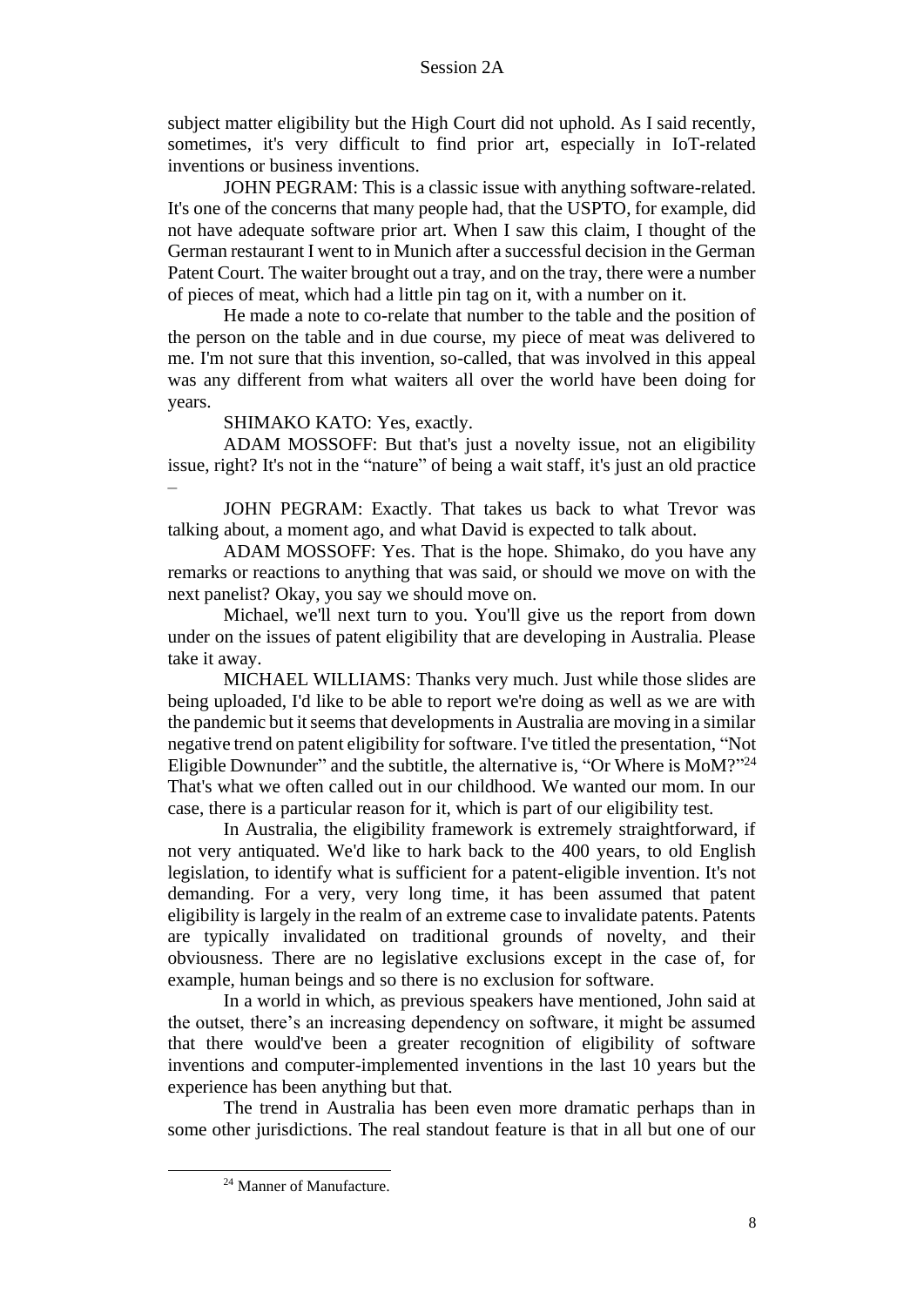subject matter eligibility but the High Court did not uphold. As I said recently, sometimes, it's very difficult to find prior art, especially in IoT-related inventions or business inventions.

JOHN PEGRAM: This is a classic issue with anything software-related. It's one of the concerns that many people had, that the USPTO, for example, did not have adequate software prior art. When I saw this claim, I thought of the German restaurant I went to in Munich after a successful decision in the German Patent Court. The waiter brought out a tray, and on the tray, there were a number of pieces of meat, which had a little pin tag on it, with a number on it.

He made a note to co-relate that number to the table and the position of the person on the table and in due course, my piece of meat was delivered to me. I'm not sure that this invention, so-called, that was involved in this appeal was any different from what waiters all over the world have been doing for years.

SHIMAKO KATO: Yes, exactly.

ADAM MOSSOFF: But that's just a novelty issue, not an eligibility issue, right? It's not in the "nature" of being a wait staff, it's just an old practice –

JOHN PEGRAM: Exactly. That takes us back to what Trevor was talking about, a moment ago, and what David is expected to talk about.

ADAM MOSSOFF: Yes. That is the hope. Shimako, do you have any remarks or reactions to anything that was said, or should we move on with the next panelist? Okay, you say we should move on.

Michael, we'll next turn to you. You'll give us the report from down under on the issues of patent eligibility that are developing in Australia. Please take it away.

MICHAEL WILLIAMS: Thanks very much. Just while those slides are being uploaded, I'd like to be able to report we're doing as well as we are with the pandemic but it seems that developments in Australia are moving in a similar negative trend on patent eligibility for software. I've titled the presentation, "Not Eligible Downunder" and the subtitle, the alternative is, "Or Where is MoM?"[24] That's what we often called out in our childhood. We wanted our mom. In our case, there is a particular reason for it, which is part of our eligibility test.

In Australia, the eligibility framework is extremely straightforward, if not very antiquated. We'd like to hark back to the 400 years, to old English legislation, to identify what is sufficient for a patent-eligible invention. It's not demanding. For a very, very long time, it has been assumed that patent eligibility is largely in the realm of an extreme case to invalidate patents. Patents are typically invalidated on traditional grounds of novelty, and their obviousness. There are no legislative exclusions except in the case of, for example, human beings and so there is no exclusion for software.

In a world in which, as previous speakers have mentioned, John said at the outset, there's an increasing dependency on software, it might be assumed that there would've been a greater recognition of eligibility of software inventions and computer-implemented inventions in the last 10 years but the experience has been anything but that.

The trend in Australia has been even more dramatic perhaps than in some other jurisdictions. The real standout feature is that in all but one of our

---

[24] Manner of Manufacture.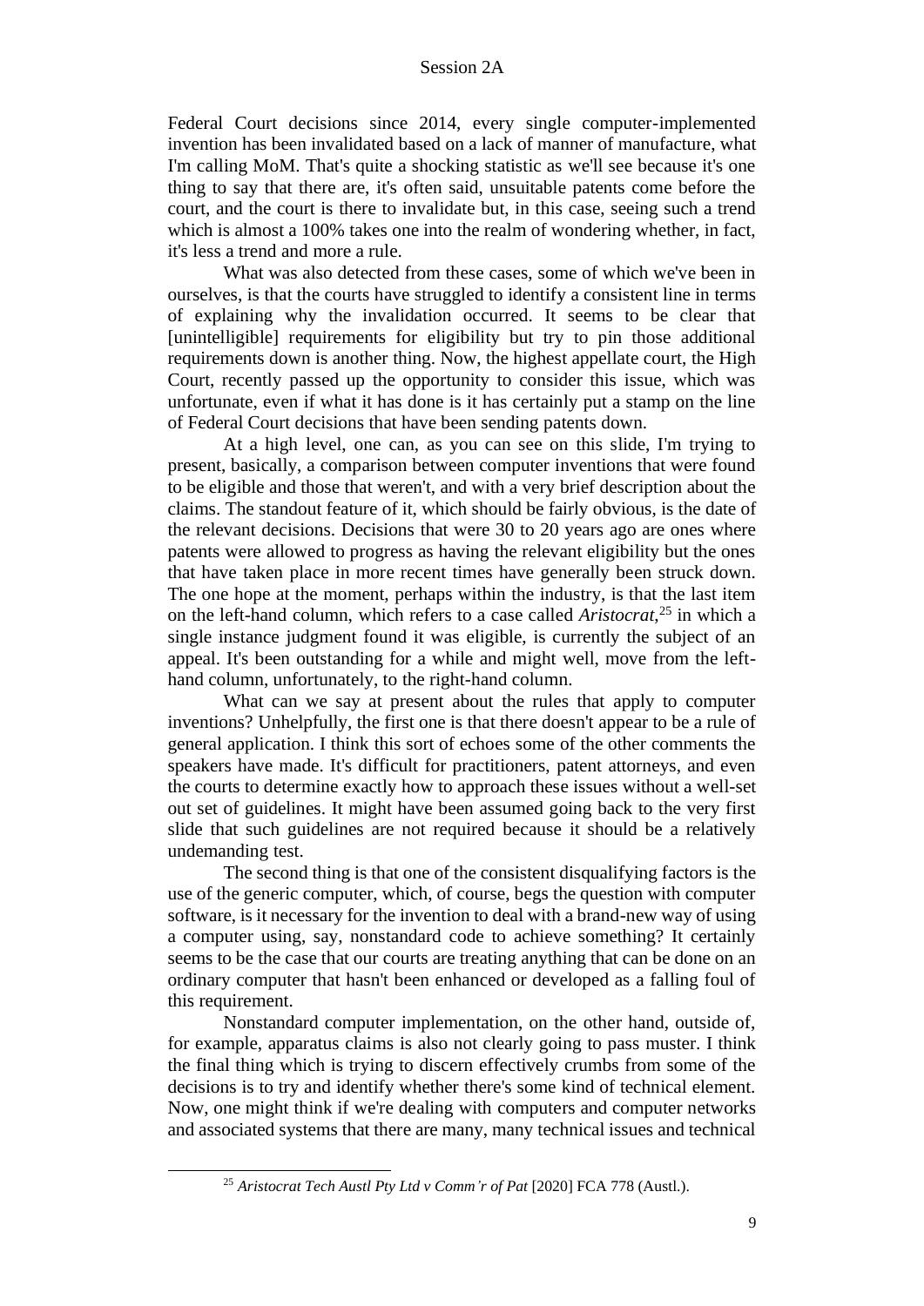Federal Court decisions since 2014, every single computer-implemented invention has been invalidated based on a lack of manner of manufacture, what I'm calling MoM. That's quite a shocking statistic as we'll see because it's one thing to say that there are, it's often said, unsuitable patents come before the court, and the court is there to invalidate but, in this case, seeing such a trend which is almost a 100% takes one into the realm of wondering whether, in fact, it's less a trend and more a rule.

What was also detected from these cases, some of which we've been in ourselves, is that the courts have struggled to identify a consistent line in terms of explaining why the invalidation occurred. It seems to be clear that [unintelligible] requirements for eligibility but try to pin those additional requirements down is another thing. Now, the highest appellate court, the High Court, recently passed up the opportunity to consider this issue, which was unfortunate, even if what it has done is it has certainly put a stamp on the line of Federal Court decisions that have been sending patents down.

At a high level, one can, as you can see on this slide, I'm trying to present, basically, a comparison between computer inventions that were found to be eligible and those that weren't, and with a very brief description about the claims. The standout feature of it, which should be fairly obvious, is the date of the relevant decisions. Decisions that were 30 to 20 years ago are ones where patents were allowed to progress as having the relevant eligibility but the ones that have taken place in more recent times have generally been struck down. The one hope at the moment, perhaps within the industry, is that the last item on the left-hand column, which refers to a case called *Aristocrat*,[25] in which a single instance judgment found it was eligible, is currently the subject of an appeal. It's been outstanding for a while and might well, move from the left-hand column, unfortunately, to the right-hand column.

What can we say at present about the rules that apply to computer inventions? Unhelpfully, the first one is that there doesn't appear to be a rule of general application. I think this sort of echoes some of the other comments the speakers have made. It's difficult for practitioners, patent attorneys, and even the courts to determine exactly how to approach these issues without a well-set out set of guidelines. It might have been assumed going back to the very first slide that such guidelines are not required because it should be a relatively undemanding test.

The second thing is that one of the consistent disqualifying factors is the use of the generic computer, which, of course, begs the question with computer software, is it necessary for the invention to deal with a brand-new way of using a computer using, say, nonstandard code to achieve something? It certainly seems to be the case that our courts are treating anything that can be done on an ordinary computer that hasn't been enhanced or developed as a falling foul of this requirement.

Nonstandard computer implementation, on the other hand, outside of, for example, apparatus claims is also not clearly going to pass muster. I think the final thing which is trying to discern effectively crumbs from some of the decisions is to try and identify whether there's some kind of technical element. Now, one might think if we're dealing with computers and computer networks and associated systems that there are many, many technical issues and technical

[25] *Aristocrat Tech Austl Pty Ltd v Comm'r of Pat* [2020] FCA 778 (Austl.).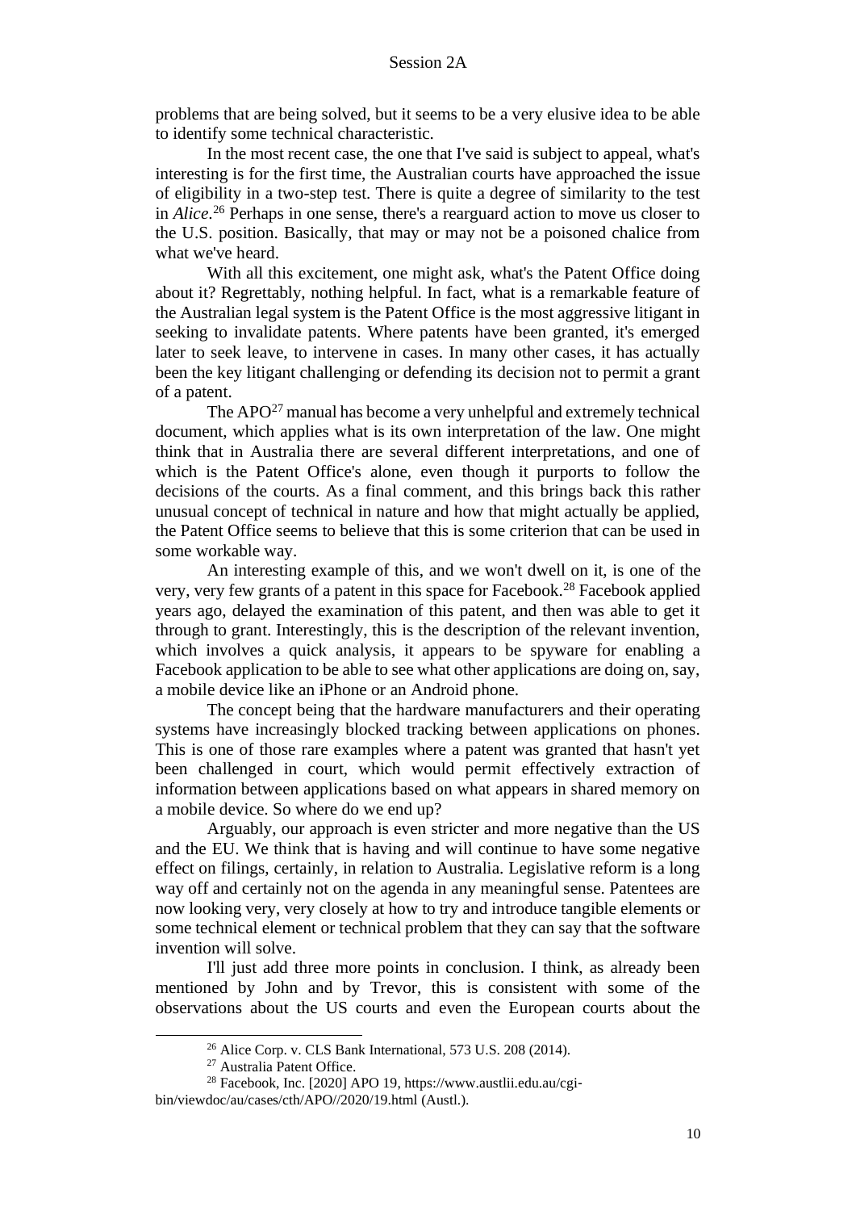problems that are being solved, but it seems to be a very elusive idea to be able to identify some technical characteristic.

In the most recent case, the one that I've said is subject to appeal, what's interesting is for the first time, the Australian courts have approached the issue of eligibility in a two-step test. There is quite a degree of similarity to the test in *Alice*.[26] Perhaps in one sense, there's a rearguard action to move us closer to the U.S. position. Basically, that may or may not be a poisoned chalice from what we've heard.

With all this excitement, one might ask, what's the Patent Office doing about it? Regrettably, nothing helpful. In fact, what is a remarkable feature of the Australian legal system is the Patent Office is the most aggressive litigant in seeking to invalidate patents. Where patents have been granted, it's emerged later to seek leave, to intervene in cases. In many other cases, it has actually been the key litigant challenging or defending its decision not to permit a grant of a patent.

The APO[27] manual has become a very unhelpful and extremely technical document, which applies what is its own interpretation of the law. One might think that in Australia there are several different interpretations, and one of which is the Patent Office's alone, even though it purports to follow the decisions of the courts. As a final comment, and this brings back this rather unusual concept of technical in nature and how that might actually be applied, the Patent Office seems to believe that this is some criterion that can be used in some workable way.

An interesting example of this, and we won't dwell on it, is one of the very, very few grants of a patent in this space for Facebook.[28] Facebook applied years ago, delayed the examination of this patent, and then was able to get it through to grant. Interestingly, this is the description of the relevant invention, which involves a quick analysis, it appears to be spyware for enabling a Facebook application to be able to see what other applications are doing on, say, a mobile device like an iPhone or an Android phone.

The concept being that the hardware manufacturers and their operating systems have increasingly blocked tracking between applications on phones. This is one of those rare examples where a patent was granted that hasn't yet been challenged in court, which would permit effectively extraction of information between applications based on what appears in shared memory on a mobile device. So where do we end up?

Arguably, our approach is even stricter and more negative than the US and the EU. We think that is having and will continue to have some negative effect on filings, certainly, in relation to Australia. Legislative reform is a long way off and certainly not on the agenda in any meaningful sense. Patentees are now looking very, very closely at how to try and introduce tangible elements or some technical element or technical problem that they can say that the software invention will solve.

I'll just add three more points in conclusion. I think, as already been mentioned by John and by Trevor, this is consistent with some of the observations about the US courts and even the European courts about the

[26] Alice Corp. v. CLS Bank International, 573 U.S. 208 (2014).

[27] Australia Patent Office.

[28] Facebook, Inc. [2020] APO 19, https://www.austlii.edu.au/cgi-bin/viewdoc/au/cases/cth/APO//2020/19.html (Austl.).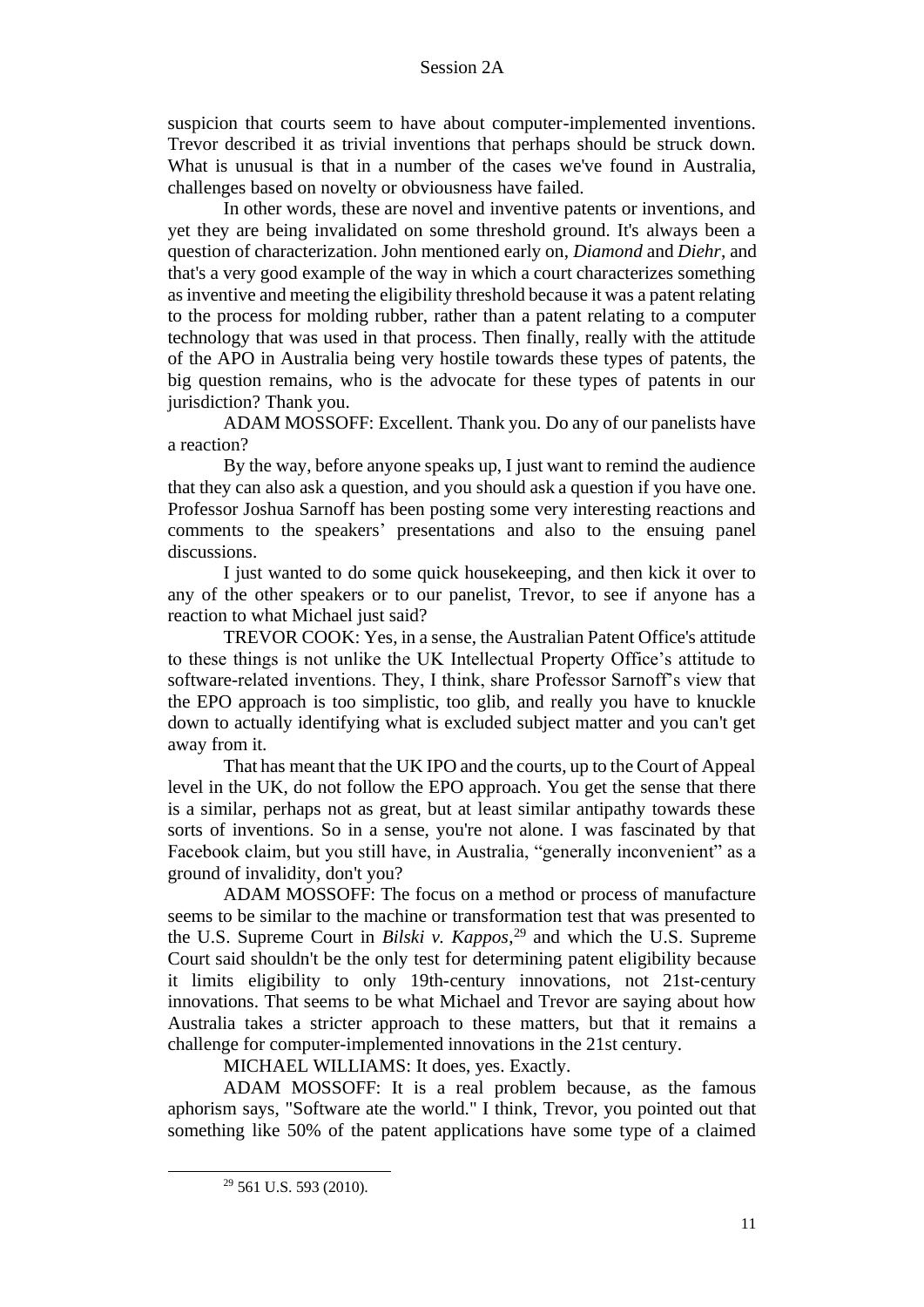suspicion that courts seem to have about computer-implemented inventions. Trevor described it as trivial inventions that perhaps should be struck down. What is unusual is that in a number of the cases we've found in Australia, challenges based on novelty or obviousness have failed.

In other words, these are novel and inventive patents or inventions, and yet they are being invalidated on some threshold ground. It's always been a question of characterization. John mentioned early on, *Diamond* and *Diehr*, and that's a very good example of the way in which a court characterizes something as inventive and meeting the eligibility threshold because it was a patent relating to the process for molding rubber, rather than a patent relating to a computer technology that was used in that process. Then finally, really with the attitude of the APO in Australia being very hostile towards these types of patents, the big question remains, who is the advocate for these types of patents in our jurisdiction? Thank you.

ADAM MOSSOFF: Excellent. Thank you. Do any of our panelists have a reaction?

By the way, before anyone speaks up, I just want to remind the audience that they can also ask a question, and you should ask a question if you have one. Professor Joshua Sarnoff has been posting some very interesting reactions and comments to the speakers' presentations and also to the ensuing panel discussions.

I just wanted to do some quick housekeeping, and then kick it over to any of the other speakers or to our panelist, Trevor, to see if anyone has a reaction to what Michael just said?

TREVOR COOK: Yes, in a sense, the Australian Patent Office's attitude to these things is not unlike the UK Intellectual Property Office's attitude to software-related inventions. They, I think, share Professor Sarnoff's view that the EPO approach is too simplistic, too glib, and really you have to knuckle down to actually identifying what is excluded subject matter and you can't get away from it.

That has meant that the UK IPO and the courts, up to the Court of Appeal level in the UK, do not follow the EPO approach. You get the sense that there is a similar, perhaps not as great, but at least similar antipathy towards these sorts of inventions. So in a sense, you're not alone. I was fascinated by that Facebook claim, but you still have, in Australia, "generally inconvenient" as a ground of invalidity, don't you?

ADAM MOSSOFF: The focus on a method or process of manufacture seems to be similar to the machine or transformation test that was presented to the U.S. Supreme Court in *Bilski v. Kappos*,[29] and which the U.S. Supreme Court said shouldn't be the only test for determining patent eligibility because it limits eligibility to only 19th-century innovations, not 21st-century innovations. That seems to be what Michael and Trevor are saying about how Australia takes a stricter approach to these matters, but that it remains a challenge for computer-implemented innovations in the 21st century.

MICHAEL WILLIAMS: It does, yes. Exactly.

ADAM MOSSOFF: It is a real problem because, as the famous aphorism says, "Software ate the world." I think, Trevor, you pointed out that something like 50% of the patent applications have some type of a claimed

[29] 561 U.S. 593 (2010).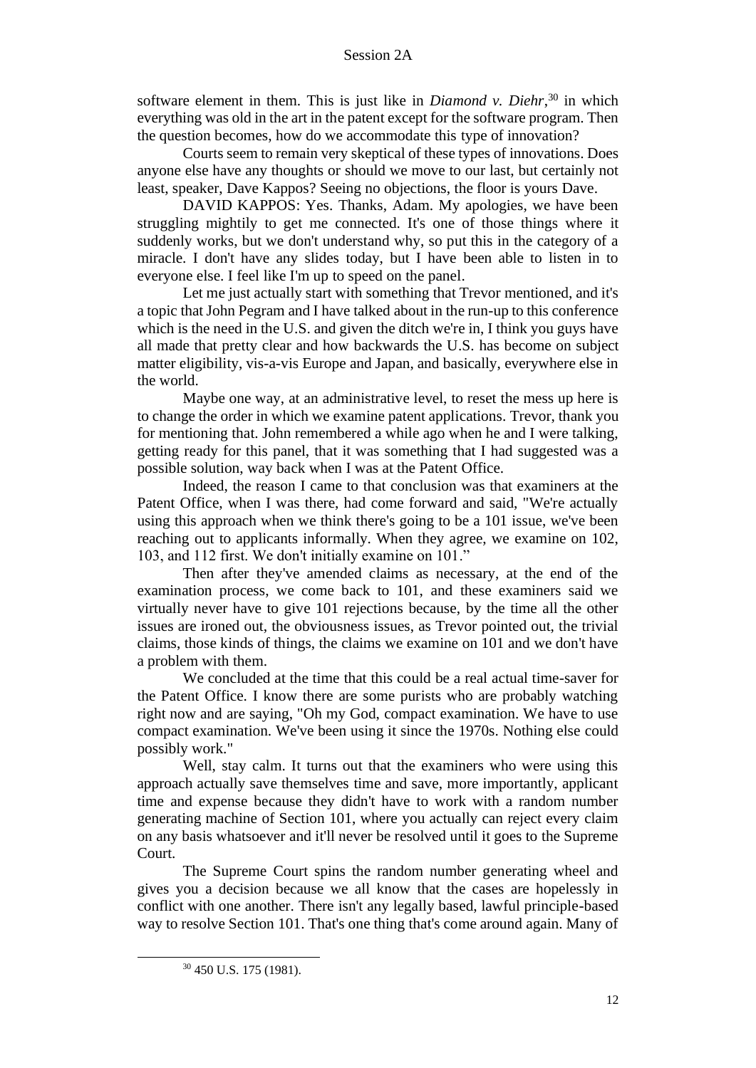software element in them. This is just like in *Diamond v. Diehr*,[30] in which everything was old in the art in the patent except for the software program. Then the question becomes, how do we accommodate this type of innovation?

Courts seem to remain very skeptical of these types of innovations. Does anyone else have any thoughts or should we move to our last, but certainly not least, speaker, Dave Kappos? Seeing no objections, the floor is yours Dave.

DAVID KAPPOS: Yes. Thanks, Adam. My apologies, we have been struggling mightily to get me connected. It's one of those things where it suddenly works, but we don't understand why, so put this in the category of a miracle. I don't have any slides today, but I have been able to listen in to everyone else. I feel like I'm up to speed on the panel.

Let me just actually start with something that Trevor mentioned, and it's a topic that John Pegram and I have talked about in the run-up to this conference which is the need in the U.S. and given the ditch we're in, I think you guys have all made that pretty clear and how backwards the U.S. has become on subject matter eligibility, vis-a-vis Europe and Japan, and basically, everywhere else in the world.

Maybe one way, at an administrative level, to reset the mess up here is to change the order in which we examine patent applications. Trevor, thank you for mentioning that. John remembered a while ago when he and I were talking, getting ready for this panel, that it was something that I had suggested was a possible solution, way back when I was at the Patent Office.

Indeed, the reason I came to that conclusion was that examiners at the Patent Office, when I was there, had come forward and said, "We're actually using this approach when we think there's going to be a 101 issue, we've been reaching out to applicants informally. When they agree, we examine on 102, 103, and 112 first. We don't initially examine on 101."

Then after they've amended claims as necessary, at the end of the examination process, we come back to 101, and these examiners said we virtually never have to give 101 rejections because, by the time all the other issues are ironed out, the obviousness issues, as Trevor pointed out, the trivial claims, those kinds of things, the claims we examine on 101 and we don't have a problem with them.

We concluded at the time that this could be a real actual time-saver for the Patent Office. I know there are some purists who are probably watching right now and are saying, "Oh my God, compact examination. We have to use compact examination. We've been using it since the 1970s. Nothing else could possibly work."

Well, stay calm. It turns out that the examiners who were using this approach actually save themselves time and save, more importantly, applicant time and expense because they didn't have to work with a random number generating machine of Section 101, where you actually can reject every claim on any basis whatsoever and it'll never be resolved until it goes to the Supreme Court.

The Supreme Court spins the random number generating wheel and gives you a decision because we all know that the cases are hopelessly in conflict with one another. There isn't any legally based, lawful principle-based way to resolve Section 101. That's one thing that's come around again. Many of

[30] 450 U.S. 175 (1981).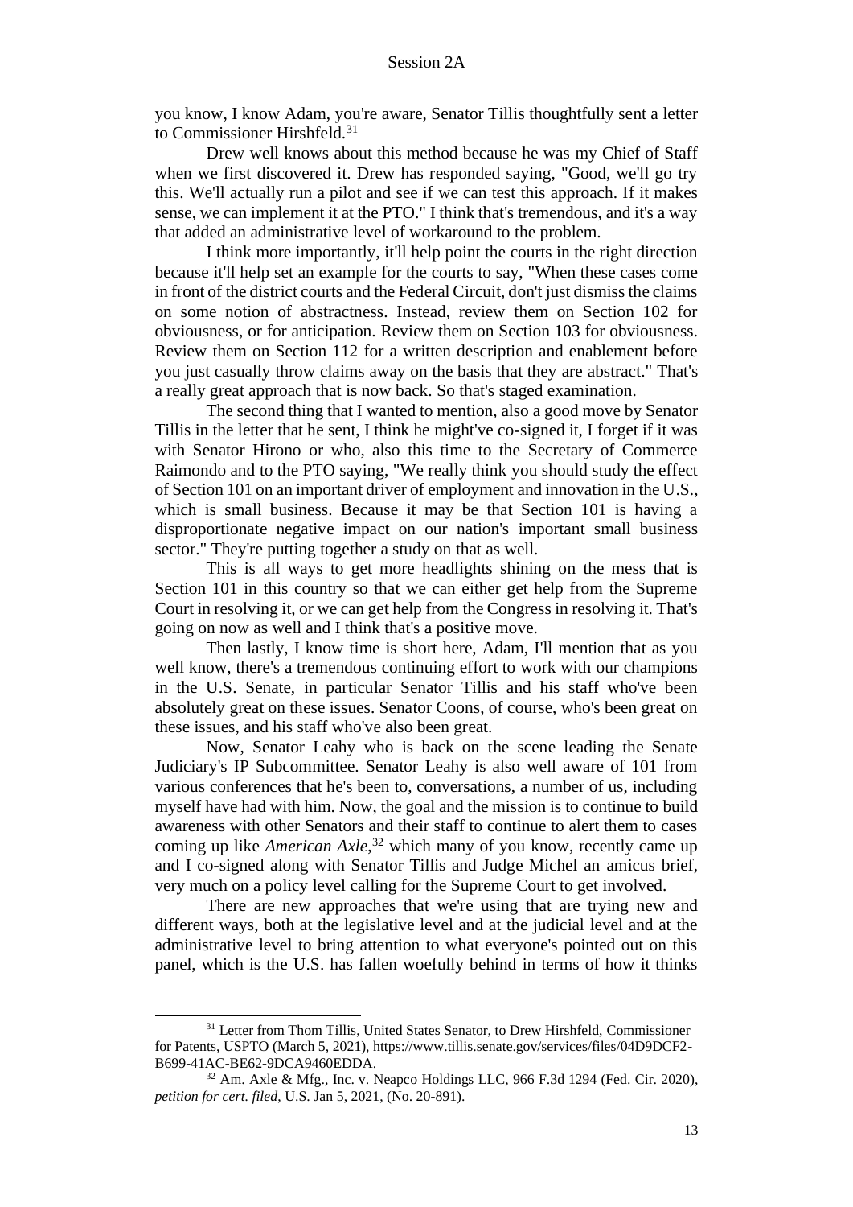you know, I know Adam, you're aware, Senator Tillis thoughtfully sent a letter to Commissioner Hirshfeld.[31]

Drew well knows about this method because he was my Chief of Staff when we first discovered it. Drew has responded saying, "Good, we'll go try this. We'll actually run a pilot and see if we can test this approach. If it makes sense, we can implement it at the PTO." I think that's tremendous, and it's a way that added an administrative level of workaround to the problem.

I think more importantly, it'll help point the courts in the right direction because it'll help set an example for the courts to say, "When these cases come in front of the district courts and the Federal Circuit, don't just dismiss the claims on some notion of abstractness. Instead, review them on Section 102 for obviousness, or for anticipation. Review them on Section 103 for obviousness. Review them on Section 112 for a written description and enablement before you just casually throw claims away on the basis that they are abstract." That's a really great approach that is now back. So that's staged examination.

The second thing that I wanted to mention, also a good move by Senator Tillis in the letter that he sent, I think he might've co-signed it, I forget if it was with Senator Hirono or who, also this time to the Secretary of Commerce Raimondo and to the PTO saying, "We really think you should study the effect of Section 101 on an important driver of employment and innovation in the U.S., which is small business. Because it may be that Section 101 is having a disproportionate negative impact on our nation's important small business sector." They're putting together a study on that as well.

This is all ways to get more headlights shining on the mess that is Section 101 in this country so that we can either get help from the Supreme Court in resolving it, or we can get help from the Congress in resolving it. That's going on now as well and I think that's a positive move.

Then lastly, I know time is short here, Adam, I'll mention that as you well know, there's a tremendous continuing effort to work with our champions in the U.S. Senate, in particular Senator Tillis and his staff who've been absolutely great on these issues. Senator Coons, of course, who's been great on these issues, and his staff who've also been great.

Now, Senator Leahy who is back on the scene leading the Senate Judiciary's IP Subcommittee. Senator Leahy is also well aware of 101 from various conferences that he's been to, conversations, a number of us, including myself have had with him. Now, the goal and the mission is to continue to build awareness with other Senators and their staff to continue to alert them to cases coming up like *American Axle*,[32] which many of you know, recently came up and I co-signed along with Senator Tillis and Judge Michel an amicus brief, very much on a policy level calling for the Supreme Court to get involved.

There are new approaches that we're using that are trying new and different ways, both at the legislative level and at the judicial level and at the administrative level to bring attention to what everyone's pointed out on this panel, which is the U.S. has fallen woefully behind in terms of how it thinks

---

[31] Letter from Thom Tillis, United States Senator, to Drew Hirshfeld, Commissioner for Patents, USPTO (March 5, 2021), https://www.tillis.senate.gov/services/files/04D9DCF2-B699-41AC-BE62-9DCA9460EDDA.

[32] Am. Axle & Mfg., Inc. v. Neapco Holdings LLC, 966 F.3d 1294 (Fed. Cir. 2020), *petition for cert. filed*, U.S. Jan 5, 2021, (No. 20-891).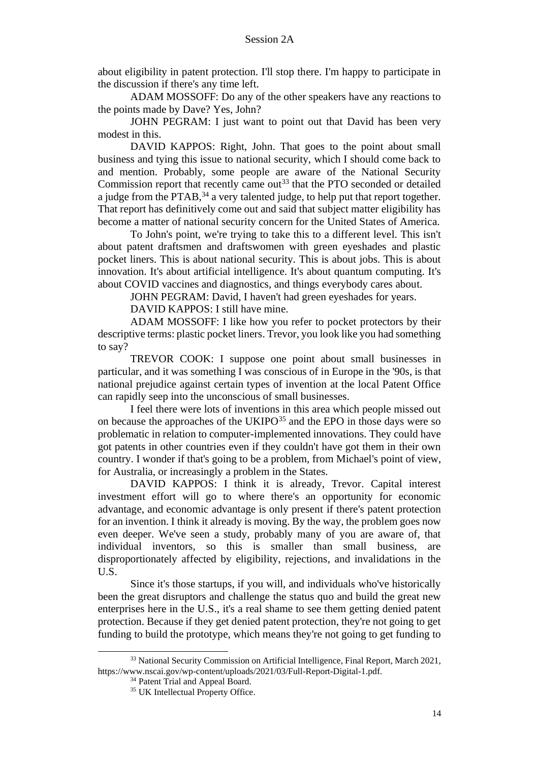about eligibility in patent protection. I'll stop there. I'm happy to participate in the discussion if there's any time left.

ADAM MOSSOFF: Do any of the other speakers have any reactions to the points made by Dave? Yes, John?

JOHN PEGRAM: I just want to point out that David has been very modest in this.

DAVID KAPPOS: Right, John. That goes to the point about small business and tying this issue to national security, which I should come back to and mention. Probably, some people are aware of the National Security Commission report that recently came out[33] that the PTO seconded or detailed a judge from the PTAB,[34] a very talented judge, to help put that report together. That report has definitively come out and said that subject matter eligibility has become a matter of national security concern for the United States of America.

To John's point, we're trying to take this to a different level. This isn't about patent draftsmen and draftswomen with green eyeshades and plastic pocket liners. This is about national security. This is about jobs. This is about innovation. It's about artificial intelligence. It's about quantum computing. It's about COVID vaccines and diagnostics, and things everybody cares about.

JOHN PEGRAM: David, I haven't had green eyeshades for years.

DAVID KAPPOS: I still have mine.

ADAM MOSSOFF: I like how you refer to pocket protectors by their descriptive terms: plastic pocket liners. Trevor, you look like you had something to say?

TREVOR COOK: I suppose one point about small businesses in particular, and it was something I was conscious of in Europe in the '90s, is that national prejudice against certain types of invention at the local Patent Office can rapidly seep into the unconscious of small businesses.

I feel there were lots of inventions in this area which people missed out on because the approaches of the UKIPO[35] and the EPO in those days were so problematic in relation to computer-implemented innovations. They could have got patents in other countries even if they couldn't have got them in their own country. I wonder if that's going to be a problem, from Michael's point of view, for Australia, or increasingly a problem in the States.

DAVID KAPPOS: I think it is already, Trevor. Capital interest investment effort will go to where there's an opportunity for economic advantage, and economic advantage is only present if there's patent protection for an invention. I think it already is moving. By the way, the problem goes now even deeper. We've seen a study, probably many of you are aware of, that individual inventors, so this is smaller than small business, are disproportionately affected by eligibility, rejections, and invalidations in the U.S.

Since it's those startups, if you will, and individuals who've historically been the great disruptors and challenge the status quo and build the great new enterprises here in the U.S., it's a real shame to see them getting denied patent protection. Because if they get denied patent protection, they're not going to get funding to build the prototype, which means they're not going to get funding to

---

[33] National Security Commission on Artificial Intelligence, Final Report, March 2021, https://www.nscai.gov/wp-content/uploads/2021/03/Full-Report-Digital-1.pdf.

[34] Patent Trial and Appeal Board.

[35] UK Intellectual Property Office.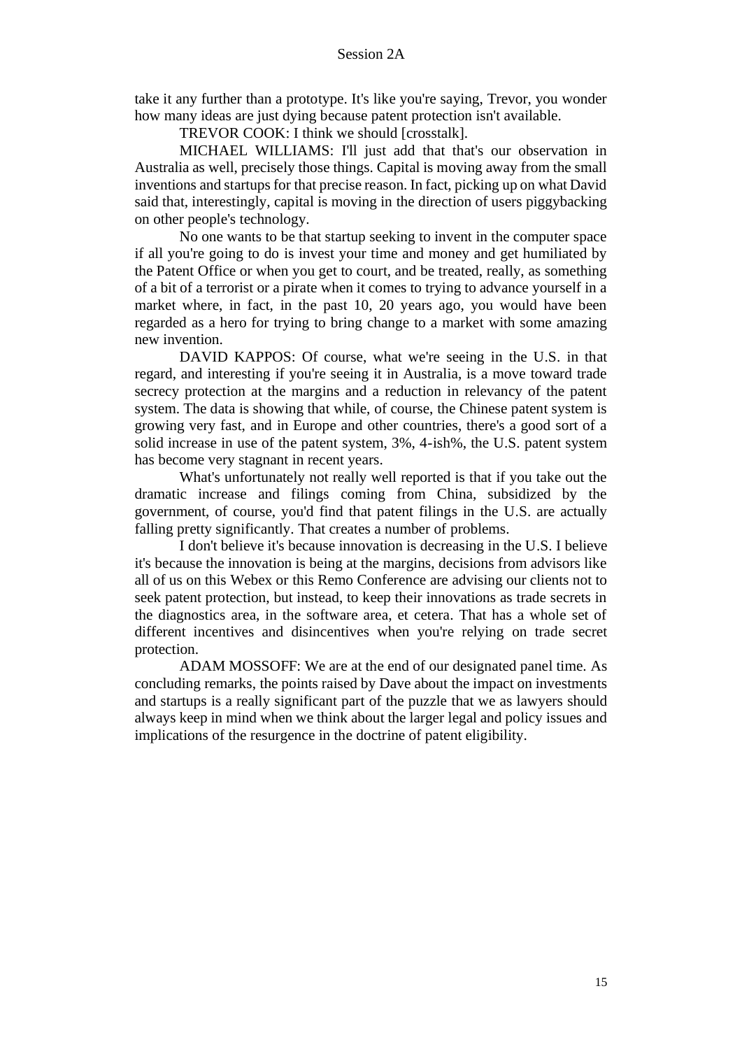take it any further than a prototype. It's like you're saying, Trevor, you wonder how many ideas are just dying because patent protection isn't available.

TREVOR COOK: I think we should [crosstalk].

MICHAEL WILLIAMS: I'll just add that that's our observation in Australia as well, precisely those things. Capital is moving away from the small inventions and startups for that precise reason. In fact, picking up on what David said that, interestingly, capital is moving in the direction of users piggybacking on other people's technology.

No one wants to be that startup seeking to invent in the computer space if all you're going to do is invest your time and money and get humiliated by the Patent Office or when you get to court, and be treated, really, as something of a bit of a terrorist or a pirate when it comes to trying to advance yourself in a market where, in fact, in the past 10, 20 years ago, you would have been regarded as a hero for trying to bring change to a market with some amazing new invention.

DAVID KAPPOS: Of course, what we're seeing in the U.S. in that regard, and interesting if you're seeing it in Australia, is a move toward trade secrecy protection at the margins and a reduction in relevancy of the patent system. The data is showing that while, of course, the Chinese patent system is growing very fast, and in Europe and other countries, there's a good sort of a solid increase in use of the patent system, 3%, 4-ish%, the U.S. patent system has become very stagnant in recent years.

What's unfortunately not really well reported is that if you take out the dramatic increase and filings coming from China, subsidized by the government, of course, you'd find that patent filings in the U.S. are actually falling pretty significantly. That creates a number of problems.

I don't believe it's because innovation is decreasing in the U.S. I believe it's because the innovation is being at the margins, decisions from advisors like all of us on this Webex or this Remo Conference are advising our clients not to seek patent protection, but instead, to keep their innovations as trade secrets in the diagnostics area, in the software area, et cetera. That has a whole set of different incentives and disincentives when you're relying on trade secret protection.

ADAM MOSSOFF: We are at the end of our designated panel time. As concluding remarks, the points raised by Dave about the impact on investments and startups is a really significant part of the puzzle that we as lawyers should always keep in mind when we think about the larger legal and policy issues and implications of the resurgence in the doctrine of patent eligibility.